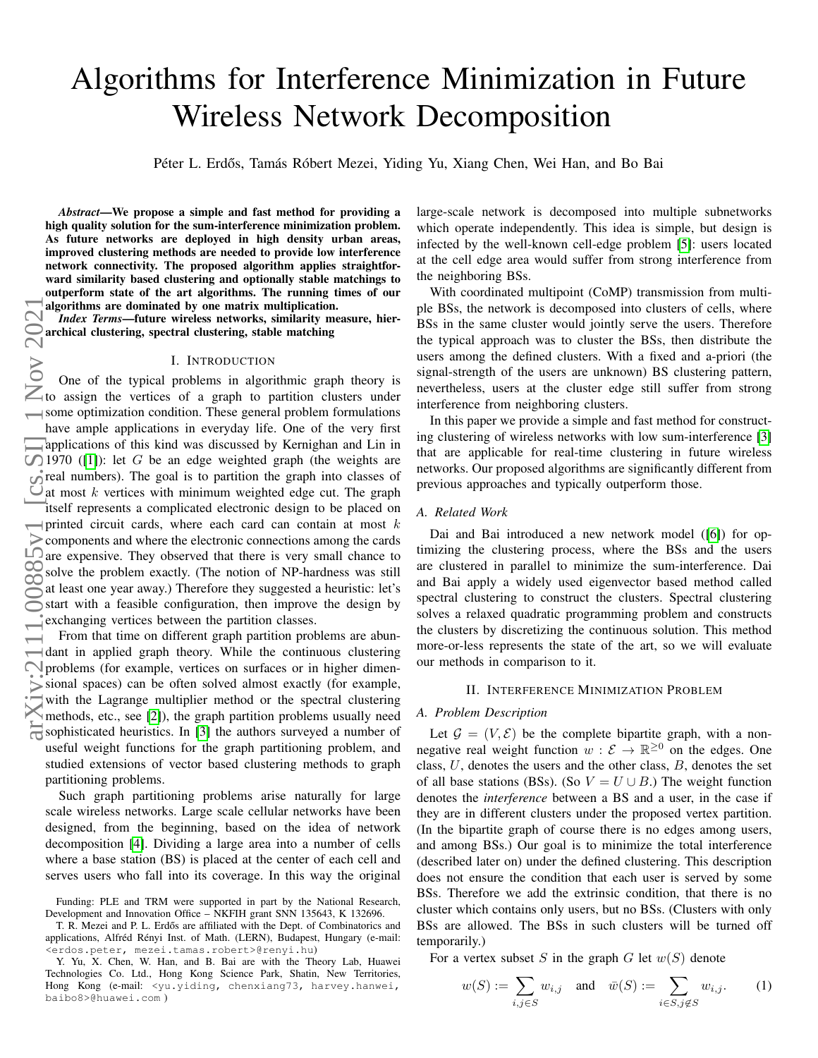# Algorithms for Interference Minimization in Future Wireless Network Decomposition

Péter L. Erdős, Tamás Róbert Mezei, Yiding Yu, Xiang Chen, Wei Han, and Bo Bai

***Abstract*—We propose a simple and fast method for providing a high quality solution for the sum-interference minimization problem. As future networks are deployed in high density urban areas, improved clustering methods are needed to provide low interference network connectivity. The proposed algorithm applies straightforward similarity based clustering and optionally stable matchings to outperform state of the art algorithms. The running times of our algorithms are dominated by one matrix multiplication.**

***Index Terms*—future wireless networks, similarity measure, hierarchical clustering, spectral clustering, stable matching**

## I. Introduction

One of the typical problems in algorithmic graph theory is to assign the vertices of a graph to partition clusters under some optimization condition. These general problem formulations have ample applications in everyday life. One of the very first applications of this kind was discussed by Kernighan and Lin in 1970 ([1]): let $G$ be an edge weighted graph (the weights are real numbers). The goal is to partition the graph into classes of at most $k$ vertices with minimum weighted edge cut. The graph itself represents a complicated electronic design to be placed on printed circuit cards, where each card can contain at most $k$ components and where the electronic connections among the cards are expensive. They observed that there is very small chance to solve the problem exactly. (The notion of NP-hardness was still at least one year away.) Therefore they suggested a heuristic: let's start with a feasible configuration, then improve the design by exchanging vertices between the partition classes.

From that time on different graph partition problems are abundant in applied graph theory. While the continuous clustering problems (for example, vertices on surfaces or in higher dimensional spaces) can be often solved almost exactly (for example, with the Lagrange multiplier method or the spectral clustering methods, etc., see [2]), the graph partition problems usually need sophisticated heuristics. In [3] the authors surveyed a number of useful weight functions for the graph partitioning problem, and studied extensions of vector based clustering methods to graph partitioning problems.

Such graph partitioning problems arise naturally for large scale wireless networks. Large scale cellular networks have been designed, from the beginning, based on the idea of network decomposition [4]. Dividing a large area into a number of cells where a base station (BS) is placed at the center of each cell and serves users who fall into its coverage. In this way the original large-scale network is decomposed into multiple subnetworks which operate independently. This idea is simple, but design is infected by the well-known cell-edge problem [5]: users located at the cell edge area would suffer from strong interference from the neighboring BSs.

With coordinated multipoint (CoMP) transmission from multiple BSs, the network is decomposed into clusters of cells, where BSs in the same cluster would jointly serve the users. Therefore the typical approach was to cluster the BSs, then distribute the users among the defined clusters. With a fixed and a-priori (the signal-strength of the users are unknown) BS clustering pattern, nevertheless, users at the cluster edge still suffer from strong interference from neighboring clusters.

In this paper we provide a simple and fast method for constructing clustering of wireless networks with low sum-interference [3] that are applicable for real-time clustering in future wireless networks. Our proposed algorithms are significantly different from previous approaches and typically outperform those.

### A. Related Work

Dai and Bai introduced a new network model ([6]) for optimizing the clustering process, where the BSs and the users are clustered in parallel to minimize the sum-interference. Dai and Bai apply a widely used eigenvector based method called spectral clustering to construct the clusters. Spectral clustering solves a relaxed quadratic programming problem and constructs the clusters by discretizing the continuous solution. This method more-or-less represents the state of the art, so we will evaluate our methods in comparison to it.

## II. Interference Minimization Problem

### A. Problem Description

Let $\mathcal{G} = (V, \mathcal{E})$ be the complete bipartite graph, with a nonnegative real weight function $w : \mathcal{E} \to \mathbb{R}^{\geq 0}$ on the edges. One class, $U$, denotes the users and the other class, $B$, denotes the set of all base stations (BSs). (So $V = U \cup B$.) The weight function denotes the *interference* between a BS and a user, in the case if they are in different clusters under the proposed vertex partition. (In the bipartite graph of course there is no edges among users, and among BSs.) Our goal is to minimize the total interference (described later on) under the defined clustering. This description does not ensure the condition that each user is served by some BSs. Therefore we add the extrinsic condition, that there is no cluster which contains only users, but no BSs. (Clusters with only BSs are allowed. The BSs in such clusters will be turned off temporarily.)

For a vertex subset $S$ in the graph $G$ let $w(S)$ denote

$$w(S) := \sum_{i,j \in S} w_{i,j} \quad \text{and} \quad \bar{w}(S) := \sum_{i \in S, j \notin S} w_{i,j}. \tag{1}$$

Funding: PLE and TRM were supported in part by the National Research, Development and Innovation Office – NKFIH grant SNN 135643, K 132696.

T. R. Mezei and P. L. Erdős are affiliated with the Dept. of Combinatorics and applications, Alfréd Rényi Inst. of Math. (LERN), Budapest, Hungary (e-mail: <erdos.peter, mezei.tamas.robert>@renyi.hu)

Y. Yu, X. Chen, W. Han, and B. Bai are with the Theory Lab, Huawei Technologies Co. Ltd., Hong Kong Science Park, Shatin, New Territories, Hong Kong (e-mail: <yu.yiding, chenxiang73, harvey.hanwei, baibo8>@huawei.com )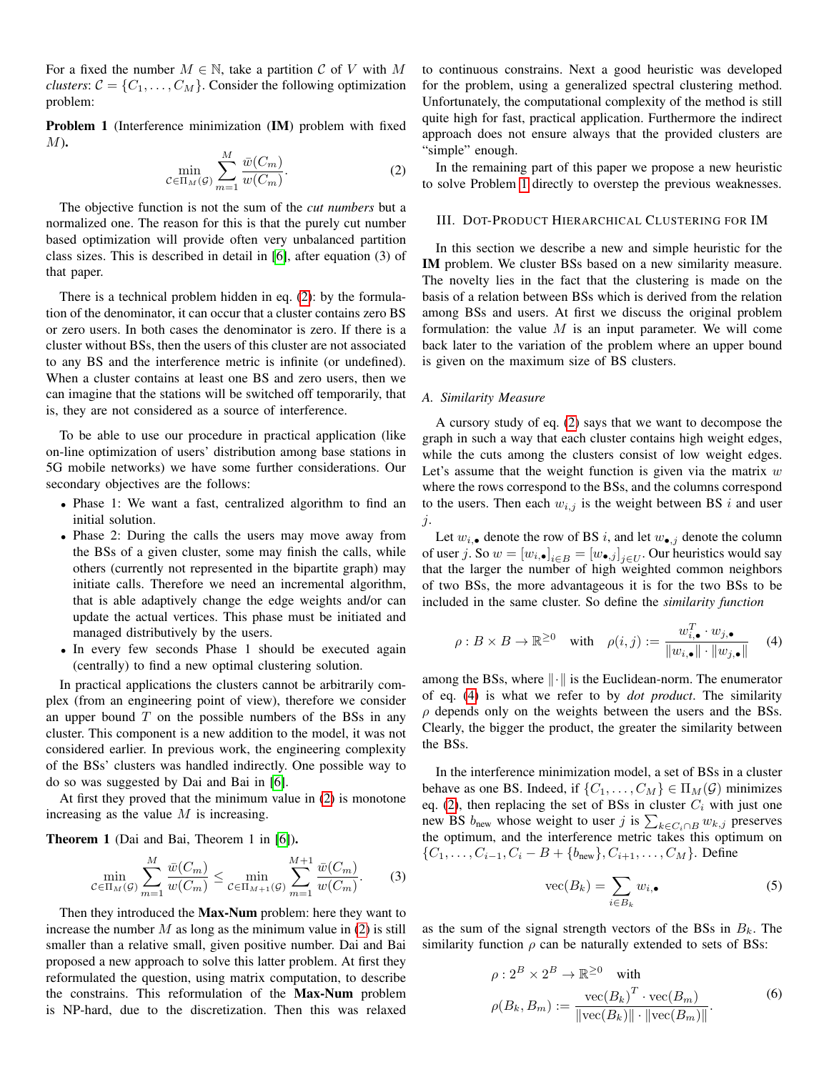For a fixed the number $M \in \mathbb{N}$, take a partition $\mathcal{C}$ of $V$ with $M$ *clusters*: $\mathcal{C} = \{C_1, \dots, C_M\}$. Consider the following optimization problem:

**Problem 1** (Interference minimization (**IM**) problem with fixed $M$)**.**

$$\min_{\mathcal{C}\in\Pi_M(\mathcal{G})} \sum_{m=1}^{M} \frac{\bar{w}(C_m)}{w(C_m)}. \tag{2}$$

The objective function is not the sum of the *cut numbers* but a normalized one. The reason for this is that the purely cut number based optimization will provide often very unbalanced partition class sizes. This is described in detail in [6], after equation (3) of that paper.

There is a technical problem hidden in eq. (2): by the formulation of the denominator, it can occur that a cluster contains zero BS or zero users. In both cases the denominator is zero. If there is a cluster without BSs, then the users of this cluster are not associated to any BS and the interference metric is infinite (or undefined). When a cluster contains at least one BS and zero users, then we can imagine that the stations will be switched off temporarily, that is, they are not considered as a source of interference.

To be able to use our procedure in practical application (like on-line optimization of users' distribution among base stations in 5G mobile networks) we have some further considerations. Our secondary objectives are the follows:

- Phase 1: We want a fast, centralized algorithm to find an initial solution.
- Phase 2: During the calls the users may move away from the BSs of a given cluster, some may finish the calls, while others (currently not represented in the bipartite graph) may initiate calls. Therefore we need an incremental algorithm, that is able adaptively change the edge weights and/or can update the actual vertices. This phase must be initiated and managed distributively by the users.
- In every few seconds Phase 1 should be executed again (centrally) to find a new optimal clustering solution.

In practical applications the clusters cannot be arbitrarily complex (from an engineering point of view), therefore we consider an upper bound $T$ on the possible numbers of the BSs in any cluster. This component is a new addition to the model, it was not considered earlier. In previous work, the engineering complexity of the BSs' clusters was handled indirectly. One possible way to do so was suggested by Dai and Bai in [6].

At first they proved that the minimum value in (2) is monotone increasing as the value $M$ is increasing.

**Theorem 1** (Dai and Bai, Theorem 1 in [6])**.**

$$\min_{\mathcal{C}\in\Pi_M(\mathcal{G})} \sum_{m=1}^{M} \frac{\bar{w}(C_m)}{w(C_m)} \leq \min_{\mathcal{C}\in\Pi_{M+1}(\mathcal{G})} \sum_{m=1}^{M+1} \frac{\bar{w}(C_m)}{w(C_m)}. \tag{3}$$

Then they introduced the **Max-Num** problem: here they want to increase the number $M$ as long as the minimum value in (2) is still smaller than a relative small, given positive number. Dai and Bai proposed a new approach to solve this latter problem. At first they reformulated the question, using matrix computation, to describe the constrains. This reformulation of the **Max-Num** problem is NP-hard, due to the discretization. Then this was relaxed to continuous constrains. Next a good heuristic was developed for the problem, using a generalized spectral clustering method. Unfortunately, the computational complexity of the method is still quite high for fast, practical application. Furthermore the indirect approach does not ensure always that the provided clusters are "simple" enough.

In the remaining part of this paper we propose a new heuristic to solve Problem 1 directly to overstep the previous weaknesses.

## III. Dot-Product Hierarchical Clustering for IM

In this section we describe a new and simple heuristic for the **IM** problem. We cluster BSs based on a new similarity measure. The novelty lies in the fact that the clustering is made on the basis of a relation between BSs which is derived from the relation among BSs and users. At first we discuss the original problem formulation: the value $M$ is an input parameter. We will come back later to the variation of the problem where an upper bound is given on the maximum size of BS clusters.

### A. Similarity Measure

A cursory study of eq. (2) says that we want to decompose the graph in such a way that each cluster contains high weight edges, while the cuts among the clusters consist of low weight edges. Let's assume that the weight function is given via the matrix $w$ where the rows correspond to the BSs, and the columns correspond to the users. Then each $w_{i,j}$ is the weight between BS $i$ and user $j$.

Let $w_{i,\bullet}$ denote the row of BS $i$, and let $w_{\bullet,j}$ denote the column of user $j$. So $w = [w_{i,\bullet}]_{i\in B} = [w_{\bullet,j}]_{j\in U}$. Our heuristics would say that the larger the number of high weighted common neighbors of two BSs, the more advantageous it is for the two BSs to be included in the same cluster. So define the *similarity function*

$$\rho : B \times B \to \mathbb{R}^{\geq 0} \quad \text{with} \quad \rho(i,j) := \frac{w_{i,\bullet}^T \cdot w_{j,\bullet}}{\|w_{i,\bullet}\| \cdot \|w_{j,\bullet}\|} \tag{4}$$

among the BSs, where $\|\cdot\|$ is the Euclidean-norm. The enumerator of eq. (4) is what we refer to by *dot product*. The similarity $\rho$ depends only on the weights between the users and the BSs. Clearly, the bigger the product, the greater the similarity between the BSs.

In the interference minimization model, a set of BSs in a cluster behave as one BS. Indeed, if $\{C_1, \dots, C_M\} \in \Pi_M(\mathcal{G})$ minimizes eq. (2), then replacing the set of BSs in cluster $C_i$ with just one new BS $b_{\text{new}}$ whose weight to user $j$ is $\sum_{k\in C_i\cap B} w_{k,j}$ preserves the optimum, and the interference metric takes this optimum on $\{C_1, \dots, C_{i-1}, C_i - B + \{b_{\text{new}}\}, C_{i+1}, \dots, C_M\}$. Define

$$\text{vec}(B_k) = \sum_{i\in B_k} w_{i,\bullet} \tag{5}$$

as the sum of the signal strength vectors of the BSs in $B_k$. The similarity function $\rho$ can be naturally extended to sets of BSs:

$$\begin{aligned} &\rho : 2^B \times 2^B \to \mathbb{R}^{\geq 0} \quad \text{with} \\ &\rho(B_k, B_m) := \frac{\text{vec}(B_k)^T \cdot \text{vec}(B_m)}{\|\text{vec}(B_k)\| \cdot \|\text{vec}(B_m)\|}. \end{aligned} \tag{6}$$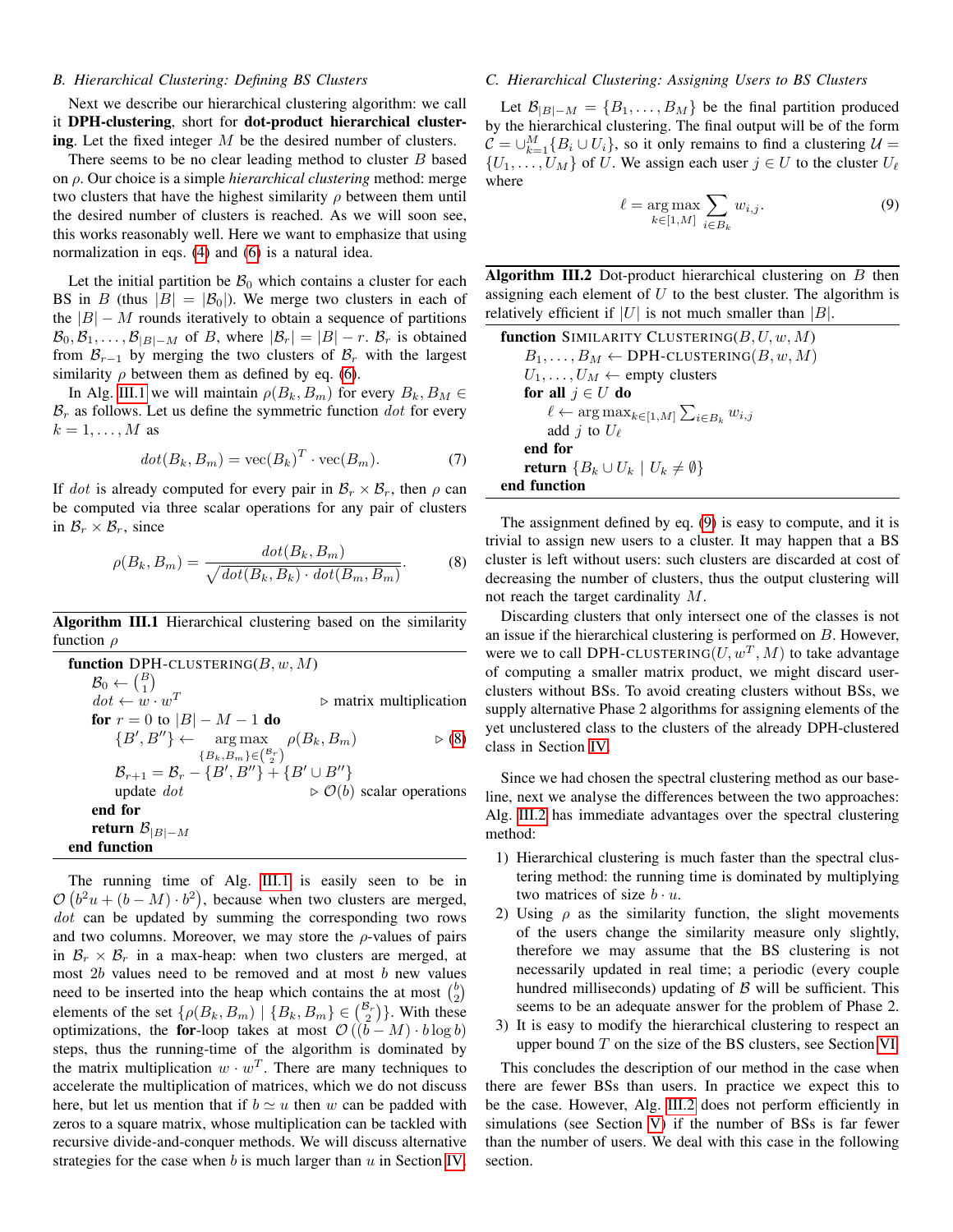### B. Hierarchical Clustering: Defining BS Clusters

Next we describe our hierarchical clustering algorithm: we call it **DPH-clustering**, short for **dot-product hierarchical clustering**. Let the fixed integer $M$ be the desired number of clusters.

There seems to be no clear leading method to cluster $B$ based on $\rho$. Our choice is a simple *hierarchical clustering* method: merge two clusters that have the highest similarity $\rho$ between them until the desired number of clusters is reached. As we will soon see, this works reasonably well. Here we want to emphasize that using normalization in eqs. (4) and (6) is a natural idea.

Let the initial partition be $\mathcal{B}_0$ which contains a cluster for each BS in $B$ (thus $|B| = |\mathcal{B}_0|$). We merge two clusters in each of the $|B| - M$ rounds iteratively to obtain a sequence of partitions $\mathcal{B}_0, \mathcal{B}_1, \ldots, \mathcal{B}_{|B|-M}$ of $B$, where $|\mathcal{B}_r| = |B| - r$. $\mathcal{B}_r$ is obtained from $\mathcal{B}_{r-1}$ by merging the two clusters of $\mathcal{B}_r$ with the largest similarity $\rho$ between them as defined by eq. (6).

In Alg. III.1 we will maintain $\rho(B_k, B_m)$ for every $B_k, B_M \in \mathcal{B}_r$ as follows. Let us define the symmetric function $dot$ for every $k = 1, \ldots, M$ as

$$dot(B_k, B_m) = \text{vec}(B_k)^T \cdot \text{vec}(B_m). \tag{7}$$

If $dot$ is already computed for every pair in $\mathcal{B}_r \times \mathcal{B}_r$, then $\rho$ can be computed via three scalar operations for any pair of clusters in $\mathcal{B}_r \times \mathcal{B}_r$, since

$$\rho(B_k, B_m) = \frac{dot(B_k, B_m)}{\sqrt{dot(B_k, B_k) \cdot dot(B_m, B_m)}}. \tag{8}$$

**Algorithm III.1** Hierarchical clustering based on the similarity function $\rho$

```
function DPH-CLUSTERING(B, w, M)
    B_0 ← (B choose 1)
    dot ← w · w^T                                    ▷ matrix multiplication
    for r = 0 to |B| − M − 1 do
        {B', B''} ← argmax_{{B_k,B_m} ∈ (B_r choose 2)} ρ(B_k, B_m)      ▷ (8)
        B_{r+1} = B_r − {B', B''} + {B' ∪ B''}
        update dot                                   ▷ O(b) scalar operations
    end for
    return B_{|B|−M}
end function
```

The running time of Alg. III.1 is easily seen to be in $\mathcal{O}\left(b^2 u + (b - M) \cdot b^2\right)$, because when two clusters are merged, $dot$ can be updated by summing the corresponding two rows and two columns. Moreover, we may store the $\rho$-values of pairs in $\mathcal{B}_r \times \mathcal{B}_r$ in a max-heap: when two clusters are merged, at most $2b$ values need to be removed and at most $b$ new values need to be inserted into the heap which contains the at most $\binom{b}{2}$ elements of the set $\{\rho(B_k, B_m) \mid \{B_k, B_m\} \in \binom{\mathcal{B}_r}{2}\}$. With these optimizations, the **for**-loop takes at most $\mathcal{O}\left((b - M) \cdot b \log b\right)$ steps, thus the running-time of the algorithm is dominated by the matrix multiplication $w \cdot w^T$. There are many techniques to accelerate the multiplication of matrices, which we do not discuss here, but let us mention that if $b \simeq u$ then $w$ can be padded with zeros to a square matrix, whose multiplication can be tackled with recursive divide-and-conquer methods. We will discuss alternative strategies for the case when $b$ is much larger than $u$ in Section IV.

### C. Hierarchical Clustering: Assigning Users to BS Clusters

Let $\mathcal{B}_{|B|-M} = \{B_1, \ldots, B_M\}$ be the final partition produced by the hierarchical clustering. The final output will be of the form $\mathcal{C} = \cup_{k=1}^{M} \{B_i \cup U_i\}$, so it only remains to find a clustering $\mathcal{U} = \{U_1, \ldots, U_M\}$ of $U$. We assign each user $j \in U$ to the cluster $U_\ell$ where

$$\ell = \arg\max_{k \in [1,M]} \sum_{i \in B_k} w_{i,j}. \tag{9}$$

**Algorithm III.2** Dot-product hierarchical clustering on $B$ then assigning each element of $U$ to the best cluster. The algorithm is relatively efficient if $|U|$ is not much smaller than $|B|$.

```
function SIMILARITY CLUSTERING(B, U, w, M)
    B_1, ..., B_M ← DPH-CLUSTERING(B, w, M)
    U_1, ..., U_M ← empty clusters
    for all j ∈ U do
        ℓ ← argmax_{k∈[1,M]} Σ_{i∈B_k} w_{i,j}
        add j to U_ℓ
    end for
    return {B_k ∪ U_k | U_k ≠ ∅}
end function
```

The assignment defined by eq. (9) is easy to compute, and it is trivial to assign new users to a cluster. It may happen that a BS cluster is left without users: such clusters are discarded at cost of decreasing the number of clusters, thus the output clustering will not reach the target cardinality $M$.

Discarding clusters that only intersect one of the classes is not an issue if the hierarchical clustering is performed on $B$. However, were we to call DPH-CLUSTERING$(U, w^T, M)$ to take advantage of computing a smaller matrix product, we might discard user-clusters without BSs. To avoid creating clusters without BSs, we supply alternative Phase 2 algorithms for assigning elements of the yet unclustered class to the clusters of the already DPH-clustered class in Section IV.

Since we had chosen the spectral clustering method as our baseline, next we analyse the differences between the two approaches: Alg. III.2 has immediate advantages over the spectral clustering method:

1) Hierarchical clustering is much faster than the spectral clustering method: the running time is dominated by multiplying two matrices of size $b \cdot u$.
2) Using $\rho$ as the similarity function, the slight movements of the users change the similarity measure only slightly, therefore we may assume that the BS clustering is not necessarily updated in real time; a periodic (every couple hundred milliseconds) updating of $\mathcal{B}$ will be sufficient. This seems to be an adequate answer for the problem of Phase 2.
3) It is easy to modify the hierarchical clustering to respect an upper bound $T$ on the size of the BS clusters, see Section VI.

This concludes the description of our method in the case when there are fewer BSs than users. In practice we expect this to be the case. However, Alg. III.2 does not perform efficiently in simulations (see Section V) if the number of BSs is far fewer than the number of users. We deal with this case in the following section.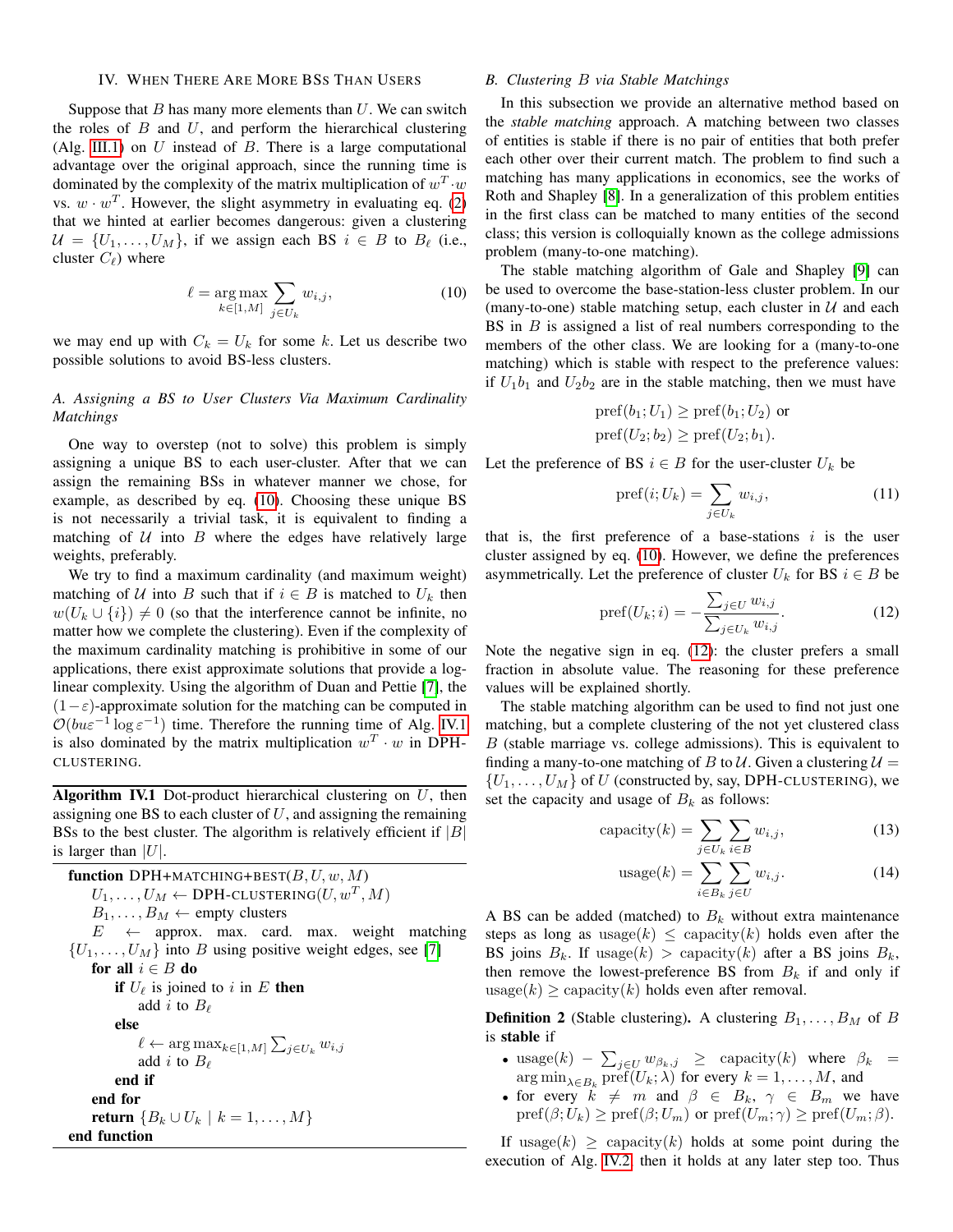## IV. When There Are More BSs Than Users

Suppose that $B$ has many more elements than $U$. We can switch the roles of $B$ and $U$, and perform the hierarchical clustering (Alg. III.1) on $U$ instead of $B$. There is a large computational advantage over the original approach, since the running time is dominated by the complexity of the matrix multiplication of $w^T \cdot w$ vs. $w \cdot w^T$. However, the slight asymmetry in evaluating eq. (2) that we hinted at earlier becomes dangerous: given a clustering $\mathcal{U} = \{U_1, \ldots, U_M\}$, if we assign each BS $i \in B$ to $B_\ell$ (i.e., cluster $C_\ell$) where

$$\ell = \arg\max_{k \in [1,M]} \sum_{j \in U_k} w_{i,j}, \tag{10}$$

we may end up with $C_k = U_k$ for some $k$. Let us describe two possible solutions to avoid BS-less clusters.

### A. Assigning a BS to User Clusters Via Maximum Cardinality Matchings

One way to overstep (not to solve) this problem is simply assigning a unique BS to each user-cluster. After that we can assign the remaining BSs in whatever manner we chose, for example, as described by eq. (10). Choosing these unique BS is not necessarily a trivial task, it is equivalent to finding a matching of $\mathcal{U}$ into $B$ where the edges have relatively large weights, preferably.

We try to find a maximum cardinality (and maximum weight) matching of $\mathcal{U}$ into $B$ such that if $i \in B$ is matched to $U_k$ then $w(U_k \cup \{i\}) \neq 0$ (so that the interference cannot be infinite, no matter how we complete the clustering). Even if the complexity of the maximum cardinality matching is prohibitive in some of our applications, there exist approximate solutions that provide a log-linear complexity. Using the algorithm of Duan and Pettie [7], the $(1-\varepsilon)$-approximate solution for the matching can be computed in $\mathcal{O}(bu\varepsilon^{-1}\log\varepsilon^{-1})$ time. Therefore the running time of Alg. IV.1 is also dominated by the matrix multiplication $w^T \cdot w$ in DPH-CLUSTERING.

**Algorithm IV.1** Dot-product hierarchical clustering on $U$, then assigning one BS to each cluster of $U$, and assigning the remaining BSs to the best cluster. The algorithm is relatively efficient if $|B|$ is larger than $|U|$.

```
function DPH+MATCHING+BEST(B, U, w, M)
    U_1, ..., U_M ← DPH-CLUSTERING(U, w^T, M)
    B_1, ..., B_M ← empty clusters
    E ← approx. max. card. max. weight matching
        {U_1, ..., U_M} into B using positive weight edges, see [7]
    for all i ∈ B do
        if U_ℓ is joined to i in E then
            add i to B_ℓ
        else
            ℓ ← arg max_{k∈[1,M]} Σ_{j∈U_k} w_{i,j}
            add i to B_ℓ
        end if
    end for
    return {B_k ∪ U_k | k = 1, ..., M}
end function
```

### B. Clustering $B$ via Stable Matchings

In this subsection we provide an alternative method based on the *stable matching* approach. A matching between two classes of entities is stable if there is no pair of entities that both prefer each other over their current match. The problem to find such a matching has many applications in economics, see the works of Roth and Shapley [8]. In a generalization of this problem entities in the first class can be matched to many entities of the second class; this version is colloquially known as the college admissions problem (many-to-one matching).

The stable matching algorithm of Gale and Shapley [9] can be used to overcome the base-station-less cluster problem. In our (many-to-one) stable matching setup, each cluster in $\mathcal{U}$ and each BS in $B$ is assigned a list of real numbers corresponding to the members of the other class. We are looking for a (many-to-one matching) which is stable with respect to the preference values: if $U_1 b_1$ and $U_2 b_2$ are in the stable matching, then we must have

$$\mathrm{pref}(b_1; U_1) \geq \mathrm{pref}(b_1; U_2) \text{ or}$$
$$\mathrm{pref}(U_2; b_2) \geq \mathrm{pref}(U_2; b_1).$$

Let the preference of BS $i \in B$ for the user-cluster $U_k$ be

$$\mathrm{pref}(i; U_k) = \sum_{j \in U_k} w_{i,j}, \tag{11}$$

that is, the first preference of a base-stations $i$ is the user cluster assigned by eq. (10). However, we define the preferences asymmetrically. Let the preference of cluster $U_k$ for BS $i \in B$ be

$$\mathrm{pref}(U_k; i) = -\frac{\sum_{j \in U} w_{i,j}}{\sum_{j \in U_k} w_{i,j}}. \tag{12}$$

Note the negative sign in eq. (12): the cluster prefers a small fraction in absolute value. The reasoning for these preference values will be explained shortly.

The stable matching algorithm can be used to find not just one matching, but a complete clustering of the not yet clustered class $B$ (stable marriage vs. college admissions). This is equivalent to finding a many-to-one matching of $B$ to $\mathcal{U}$. Given a clustering $\mathcal{U} = \{U_1, \ldots, U_M\}$ of $U$ (constructed by, say, DPH-CLUSTERING), we set the capacity and usage of $B_k$ as follows:

$$\mathrm{capacity}(k) = \sum_{j \in U_k} \sum_{i \in B} w_{i,j}, \tag{13}$$

$$\mathrm{usage}(k) = \sum_{i \in B_k} \sum_{j \in U} w_{i,j}. \tag{14}$$

A BS can be added (matched) to $B_k$ without extra maintenance steps as long as $\mathrm{usage}(k) \leq \mathrm{capacity}(k)$ holds even after the BS joins $B_k$. If $\mathrm{usage}(k) > \mathrm{capacity}(k)$ after a BS joins $B_k$, then remove the lowest-preference BS from $B_k$ if and only if $\mathrm{usage}(k) \geq \mathrm{capacity}(k)$ holds even after removal.

**Definition 2** (Stable clustering)**.** A clustering $B_1, \ldots, B_M$ of $B$ is **stable** if

- $\mathrm{usage}(k) - \sum_{j \in U} w_{\beta_k, j} \geq \mathrm{capacity}(k)$ where $\beta_k = \arg\min_{\lambda \in B_k} \mathrm{pref}(U_k; \lambda)$ for every $k = 1, \ldots, M$, and
- for every $k \neq m$ and $\beta \in B_k$, $\gamma \in B_m$ we have $\mathrm{pref}(\beta; U_k) \geq \mathrm{pref}(\beta; U_m)$ or $\mathrm{pref}(U_m; \gamma) \geq \mathrm{pref}(U_m; \beta)$.

If $\mathrm{usage}(k) \geq \mathrm{capacity}(k)$ holds at some point during the execution of Alg. IV.2, then it holds at any later step too. Thus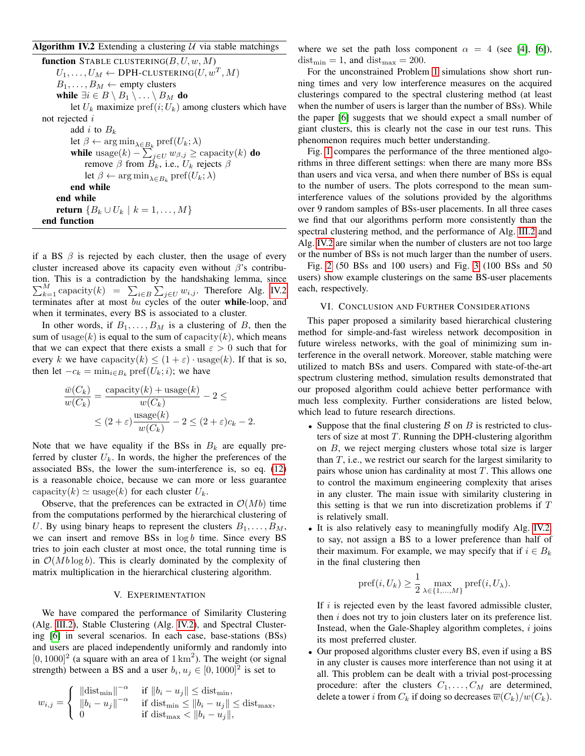**Algorithm IV.2** Extending a clustering $\mathcal{U}$ via stable matchings

```
function STABLE CLUSTERING(B, U, w, M)
    U_1, ..., U_M ← DPH-CLUSTERING(U, w^T, M)
    B_1, ..., B_M ← empty clusters
    while ∃i ∈ B \ B_1 \ ... \ B_M do
        let U_k maximize pref(i; U_k) among clusters which have not rejected i
        add i to B_k
        let β ← arg min_{λ∈B_k} pref(U_k; λ)
        while usage(k) − Σ_{j∈U} w_{β,j} ≥ capacity(k) do
            remove β from B_k, i.e., U_k rejects β
            let β ← arg min_{λ∈B_k} pref(U_k; λ)
        end while
    end while
    return {B_k ∪ U_k | k = 1, ..., M}
end function
```

if a BS $\beta$ is rejected by each cluster, then the usage of every cluster increased above its capacity even without $\beta$'s contribution. This is a contradiction by the handshaking lemma, since $\sum_{k=1}^{M} \text{capacity}(k) = \sum_{i\in B}\sum_{j\in U} w_{i,j}$. Therefore Alg. IV.2 terminates after at most $bu$ cycles of the outer **while**-loop, and when it terminates, every BS is associated to a cluster.

In other words, if $B_1,\dots,B_M$ is a clustering of $B$, then the sum of $\text{usage}(k)$ is equal to the sum of $\text{capacity}(k)$, which means that we can expect that there exists a small $\varepsilon > 0$ such that for every $k$ we have $\text{capacity}(k) \le (1+\varepsilon)\cdot \text{usage}(k)$. If that is so, then let $-c_k = \min_{i\in B_k} \text{pref}(U_k; i)$; we have

$$\frac{\bar{w}(C_k)}{w(C_k)} = \frac{\text{capacity}(k) + \text{usage}(k)}{w(C_k)} - 2 \le$$
$$\le (2+\varepsilon)\frac{\text{usage}(k)}{w(C_k)} - 2 \le (2+\varepsilon)c_k - 2.$$

Note that we have equality if the BSs in $B_k$ are equally preferred by cluster $U_k$. In words, the higher the preferences of the associated BSs, the lower the sum-interference is, so eq. (12) is a reasonable choice, because we can more or less guarantee $\text{capacity}(k) \simeq \text{usage}(k)$ for each cluster $U_k$.

Observe, that the preferences can be extracted in $\mathcal{O}(Mb)$ time from the computations performed by the hierarchical clustering of $U$. By using binary heaps to represent the clusters $B_1,\dots,B_M$, we can insert and remove BSs in $\log b$ time. Since every BS tries to join each cluster at most once, the total running time is in $\mathcal{O}(Mb\log b)$. This is clearly dominated by the complexity of matrix multiplication in the hierarchical clustering algorithm.

## V. Experimentation

We have compared the performance of Similarity Clustering (Alg. III.2), Stable Clustering (Alg. IV.2), and Spectral Clustering [6] in several scenarios. In each case, base-stations (BSs) and users are placed independently uniformly and randomly into $[0,1000]^2$ (a square with an area of $1\,\text{km}^2$). The weight (or signal strength) between a BS and a user $b_i, u_j \in [0,1000]^2$ is set to

$$w_{i,j} = \begin{cases} \|\text{dist}_{\min}\|^{-\alpha} & \text{if } \|b_i - u_j\| \le \text{dist}_{\min}, \\ \|b_i - u_j\|^{-\alpha} & \text{if } \text{dist}_{\min} \le \|b_i - u_j\| \le \text{dist}_{\max}, \\ 0 & \text{if } \text{dist}_{\max} < \|b_i - u_j\|, \end{cases}$$

where we set the path loss component $\alpha = 4$ (see [4], [6]), $\text{dist}_{\min} = 1$, and $\text{dist}_{\max} = 200$.

For the unconstrained Problem 1 simulations show short running times and very low interference measures on the acquired clusterings compared to the spectral clustering method (at least when the number of users is larger than the number of BSs). While the paper [6] suggests that we should expect a small number of giant clusters, this is clearly not the case in our test runs. This phenomenon requires much better understanding.

Fig. 1 compares the performance of the three mentioned algorithms in three different settings: when there are many more BSs than users and vica versa, and when there number of BSs is equal to the number of users. The plots correspond to the mean sum-interference values of the solutions provided by the algorithms over 9 random samples of BSs-user placements. In all three cases we find that our algorithms perform more consistently than the spectral clustering method, and the performance of Alg. III.2 and Alg. IV.2 are similar when the number of clusters are not too large or the number of BSs is not much larger than the number of users.

Fig. 2 (50 BSs and 100 users) and Fig. 3 (100 BSs and 50 users) show example clusterings on the same BS-user placements each, respectively.

## VI. Conclusion and Further Considerations

This paper proposed a similarity based hierarchical clustering method for simple-and-fast wireless network decomposition in future wireless networks, with the goal of minimizing sum interference in the overall network. Moreover, stable matching were utilized to match BSs and users. Compared with state-of-the-art spectrum clustering method, simulation results demonstrated that our proposed algorithm could achieve better performance with much less complexity. Further considerations are listed below, which lead to future research directions.

- Suppose that the final clustering $\mathcal{B}$ on $B$ is restricted to clusters of size at most $T$. Running the DPH-clustering algorithm on $B$, we reject merging clusters whose total size is larger than $T$, i.e., we restrict our search for the largest similarity to pairs whose union has cardinality at most $T$. This allows one to control the maximum engineering complexity that arises in any cluster. The main issue with similarity clustering in this setting is that we run into discretization problems if $T$ is relatively small.
- It is also relatively easy to meaningfully modify Alg. IV.2, to say, not assign a BS to a lower preference than half of their maximum. For example, we may specify that if $i \in B_k$ in the final clustering then
$$\text{pref}(i, U_k) \ge \frac{1}{2}\max_{\lambda\in\{1,\dots,M\}} \text{pref}(i, U_\lambda).$$
If $i$ is rejected even by the least favored admissible cluster, then $i$ does not try to join clusters later on its preference list. Instead, when the Gale-Shapley algorithm completes, $i$ joins its most preferred cluster.
- Our proposed algorithms cluster every BS, even if using a BS in any cluster is causes more interference than not using it at all. This problem can be dealt with a trivial post-processing procedure: after the clusters $C_1,\dots,C_M$ are determined, delete a tower $i$ from $C_k$ if doing so decreases $\overline{w}(C_k)/w(C_k)$.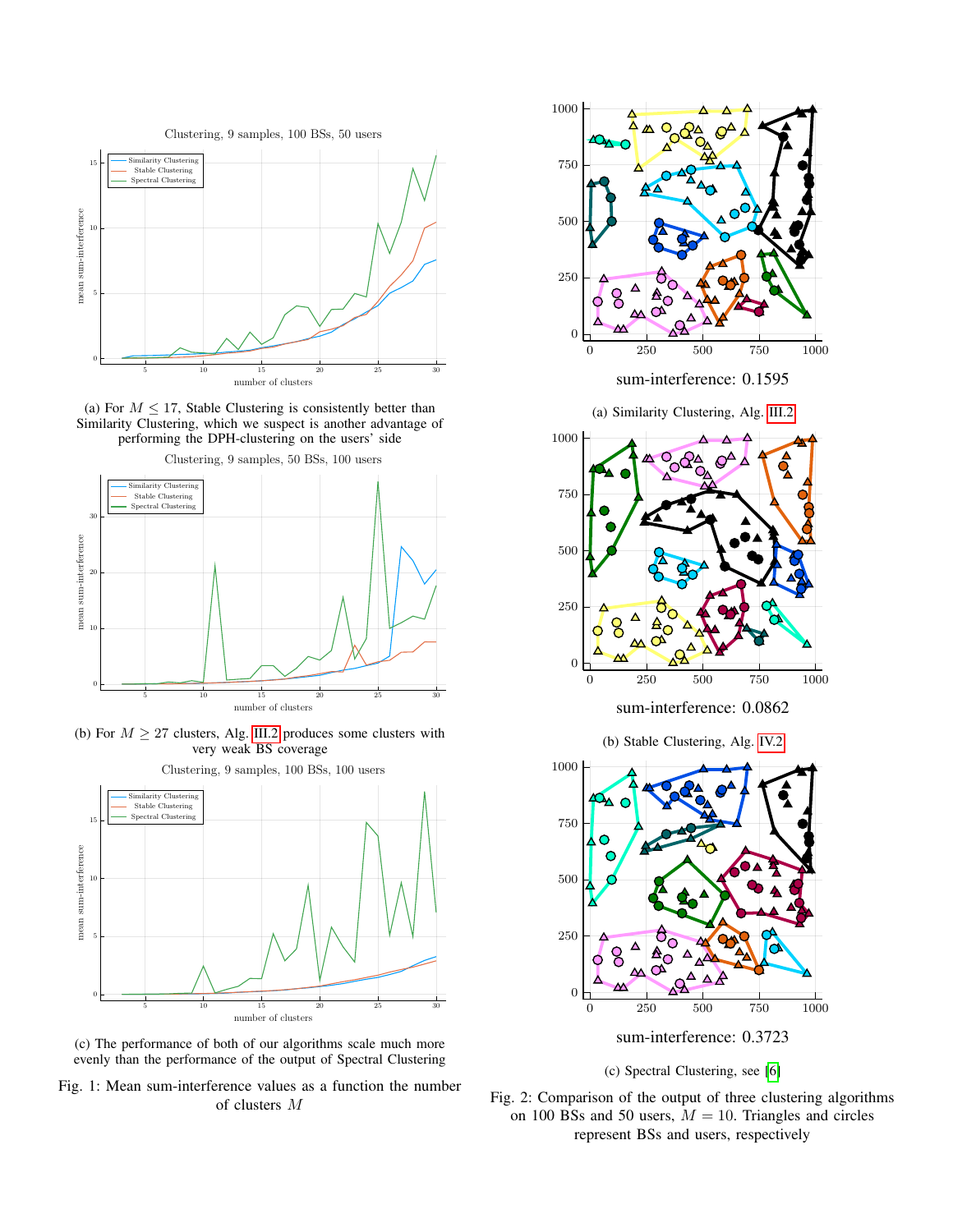(a) For $M \leq 17$, Stable Clustering is consistently better than Similarity Clustering, which we suspect is another advantage of performing the DPH-clustering on the users' side

(b) For $M \geq 27$ clusters, Alg. III.2 produces some clusters with very weak BS coverage

(c) The performance of both of our algorithms scale much more evenly than the performance of Spectral Clustering

Fig. 1: Mean sum-interference values as a function the number of clusters $M$

sum-interference: 0.1595

(a) Similarity Clustering, Alg. III.2

sum-interference: 0.0862

(b) Stable Clustering, Alg. IV.2

sum-interference: 0.3723

(c) Spectral Clustering, see [6]

Fig. 2: Comparison of the output of three clustering algorithms on 100 BSs and 50 users, $M = 10$. Triangles and circles represent BSs and users, respectively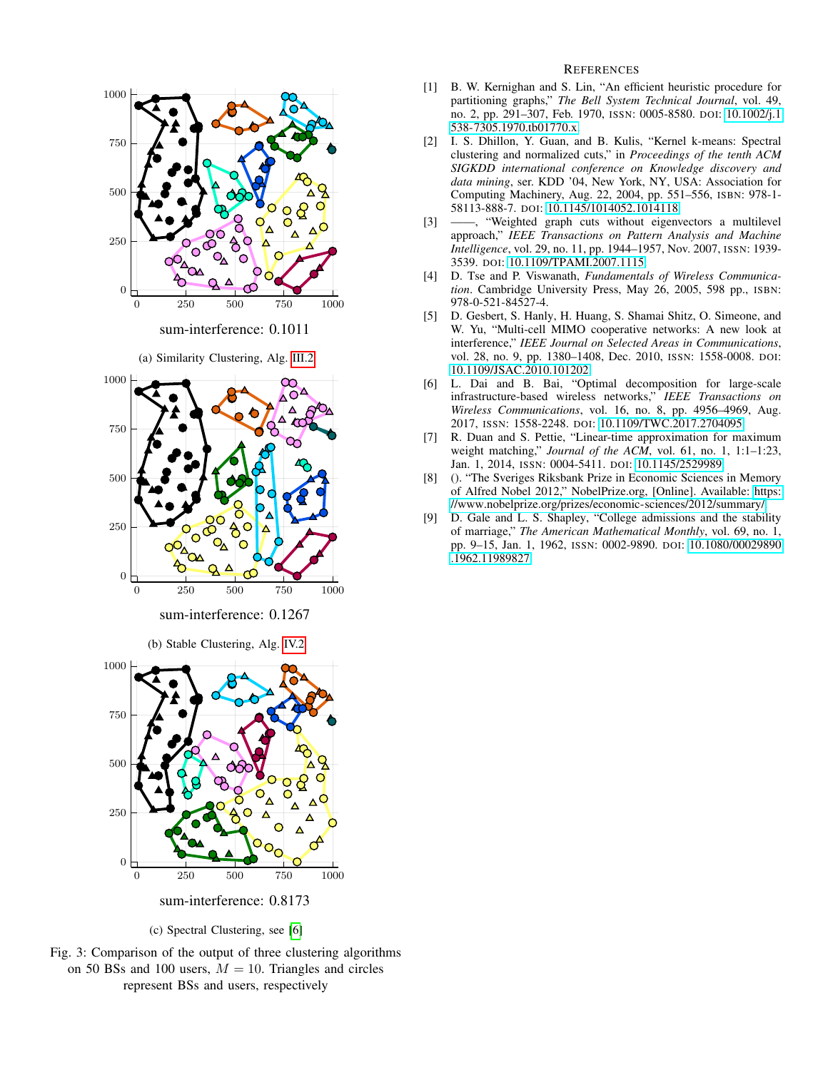0
250
500
750
1000

0
250
500
750
1000

sum-interference: 0.1011

(a) Similarity Clustering, Alg. III.2

0
250
500
750
1000

0
250
500
750
1000

sum-interference: 0.1267

(b) Stable Clustering, Alg. IV.2

0
250
500
750
1000

0
250
500
750
1000

sum-interference: 0.8173

(c) Spectral Clustering, see [6]

Fig. 3: Comparison of the output of three clustering algorithms on 50 BSs and 100 users, $M = 10$. Triangles and circles represent BSs and users, respectively

## References

[1] B. W. Kernighan and S. Lin, "An efficient heuristic procedure for partitioning graphs," *The Bell System Technical Journal*, vol. 49, no. 2, pp. 291–307, Feb. 1970, ISSN: 0005-8580. DOI: 10.1002/j.1538-7305.1970.tb01770.x.

[2] I. S. Dhillon, Y. Guan, and B. Kulis, "Kernel k-means: Spectral clustering and normalized cuts," in *Proceedings of the tenth ACM SIGKDD international conference on Knowledge discovery and data mining*, ser. KDD '04, New York, NY, USA: Association for Computing Machinery, Aug. 22, 2004, pp. 551–556, ISBN: 978-1-58113-888-7. DOI: 10.1145/1014052.1014118.

[3] ——, "Weighted graph cuts without eigenvectors a multilevel approach," *IEEE Transactions on Pattern Analysis and Machine Intelligence*, vol. 29, no. 11, pp. 1944–1957, Nov. 2007, ISSN: 1939-3539. DOI: 10.1109/TPAMI.2007.1115.

[4] D. Tse and P. Viswanath, *Fundamentals of Wireless Communication*. Cambridge University Press, May 26, 2005, 598 pp., ISBN: 978-0-521-84527-4.

[5] D. Gesbert, S. Hanly, H. Huang, S. Shamai Shitz, O. Simeone, and W. Yu, "Multi-cell MIMO cooperative networks: A new look at interference," *IEEE Journal on Selected Areas in Communications*, vol. 28, no. 9, pp. 1380–1408, Dec. 2010, ISSN: 1558-0008. DOI: 10.1109/JSAC.2010.101202.

[6] L. Dai and B. Bai, "Optimal decomposition for large-scale infrastructure-based wireless networks," *IEEE Transactions on Wireless Communications*, vol. 16, no. 8, pp. 4956–4969, Aug. 2017, ISSN: 1558-2248. DOI: 10.1109/TWC.2017.2704095.

[7] R. Duan and S. Pettie, "Linear-time approximation for maximum weight matching," *Journal of the ACM*, vol. 61, no. 1, 1:1–1:23, Jan. 1, 2014, ISSN: 0004-5411. DOI: 10.1145/2529989.

[8] (). "The Sveriges Riksbank Prize in Economic Sciences in Memory of Alfred Nobel 2012," NobelPrize.org, [Online]. Available: https://www.nobelprize.org/prizes/economic-sciences/2012/summary/.

[9] D. Gale and L. S. Shapley, "College admissions and the stability of marriage," *The American Mathematical Monthly*, vol. 69, no. 1, pp. 9–15, Jan. 1, 1962, ISSN: 0002-9890. DOI: 10.1080/00029890.1962.11989827.